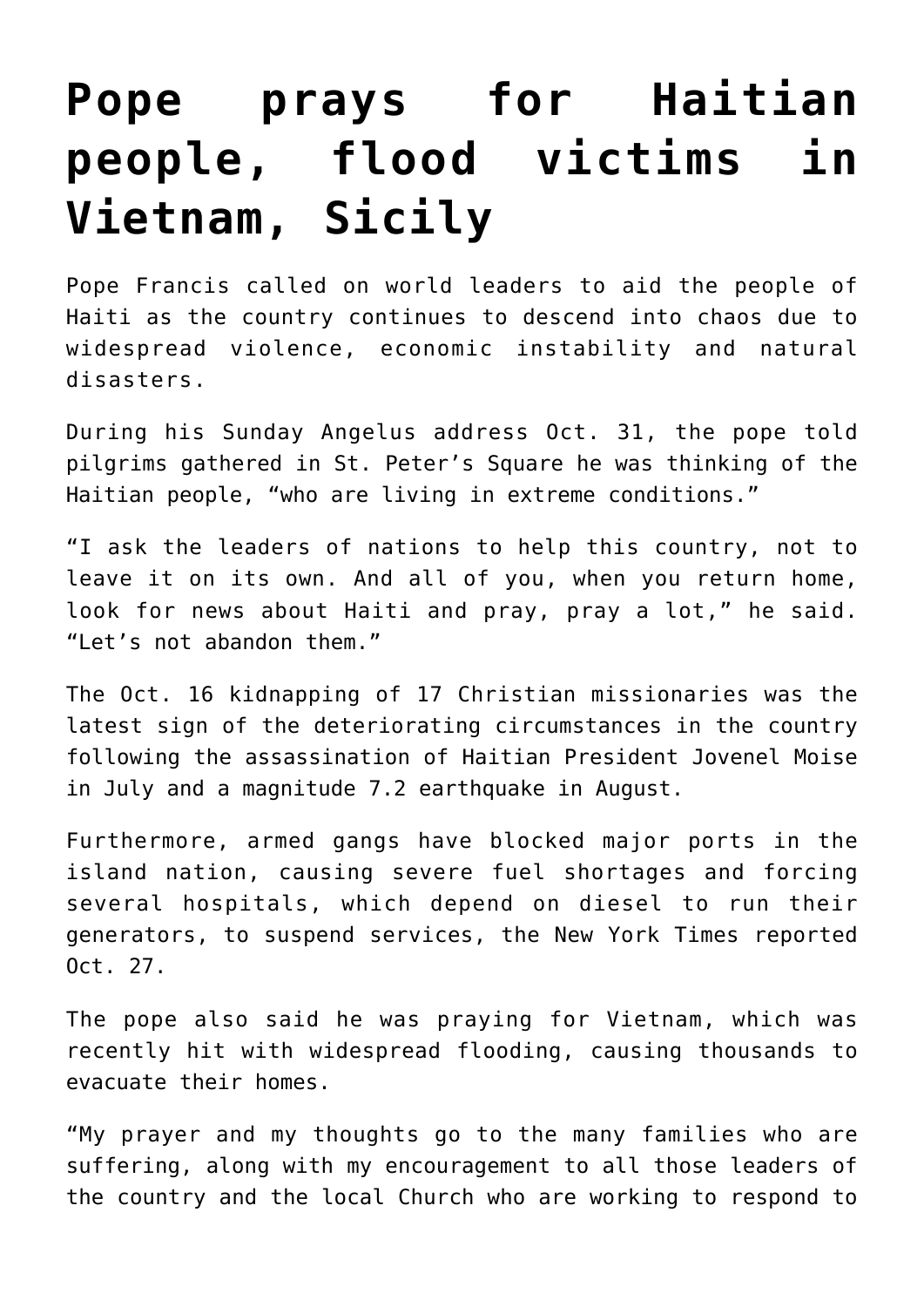# Pope prays for Haitian people, flood victims in Vietnam, Sicily

Pope Francis called on world leaders to aid the people of Haiti as the country continues to descend into chaos due to widespread violence, economic instability and natural disasters.

During his Sunday Angelus address Oct. 31, the pope told pilgrims gathered in St. Peter's Square he was thinking of the Haitian people, "who are living in extreme conditions."

"I ask the leaders of nations to help this country, not to leave it on its own. And all of you, when you return home, look for news about Haiti and pray, pray a lot," he said. "Let's not abandon them."

The Oct. 16 kidnapping of 17 Christian missionaries was the latest sign of the deteriorating circumstances in the country following the assassination of Haitian President Jovenel Moise in July and a magnitude 7.2 earthquake in August.

Furthermore, armed gangs have blocked major ports in the island nation, causing severe fuel shortages and forcing several hospitals, which depend on diesel to run their generators, to suspend services, the New York Times reported Oct. 27.

The pope also said he was praying for Vietnam, which was recently hit with widespread flooding, causing thousands to evacuate their homes.

"My prayer and my thoughts go to the many families who are suffering, along with my encouragement to all those leaders of the country and the local Church who are working to respond to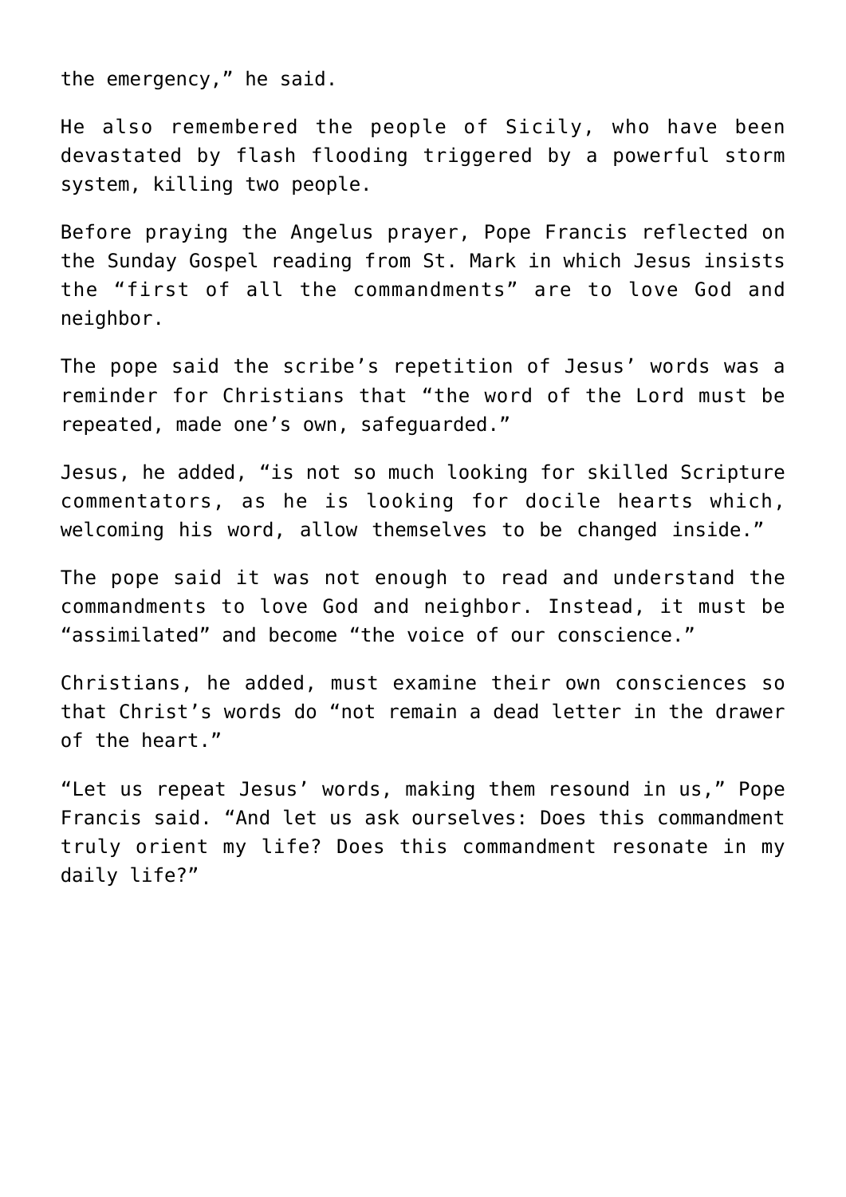the emergency," he said.

He also remembered the people of Sicily, who have been devastated by flash flooding triggered by a powerful storm system, killing two people.

Before praying the Angelus prayer, Pope Francis reflected on the Sunday Gospel reading from St. Mark in which Jesus insists the "first of all the commandments" are to love God and neighbor.

The pope said the scribe's repetition of Jesus' words was a reminder for Christians that "the word of the Lord must be repeated, made one's own, safeguarded."

Jesus, he added, "is not so much looking for skilled Scripture commentators, as he is looking for docile hearts which, welcoming his word, allow themselves to be changed inside."

The pope said it was not enough to read and understand the commandments to love God and neighbor. Instead, it must be "assimilated" and become "the voice of our conscience."

Christians, he added, must examine their own consciences so that Christ's words do "not remain a dead letter in the drawer of the heart."

"Let us repeat Jesus' words, making them resound in us," Pope Francis said. "And let us ask ourselves: Does this commandment truly orient my life? Does this commandment resonate in my daily life?"